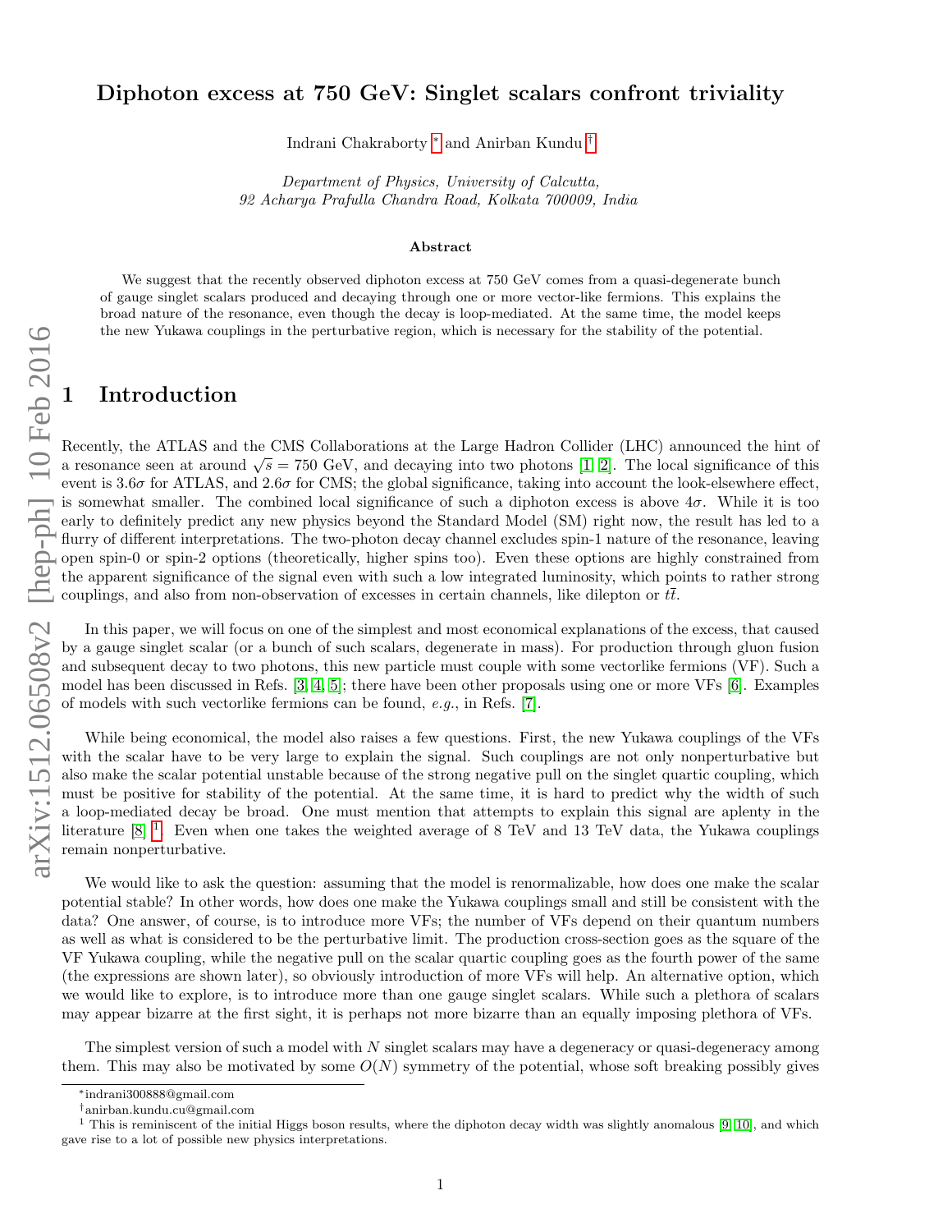# Diphoton excess at 750 GeV: Singlet scalars confront triviality

Indrani Chakraborty [*] and Anirban Kundu [†]

*Department of Physics, University of Calcutta,*
*92 Acharya Prafulla Chandra Road, Kolkata 700009, India*

### Abstract

We suggest that the recently observed diphoton excess at 750 GeV comes from a quasi-degenerate bunch of gauge singlet scalars produced and decaying through one or more vector-like fermions. This explains the broad nature of the resonance, even though the decay is loop-mediated. At the same time, the model keeps the new Yukawa couplings in the perturbative region, which is necessary for the stability of the potential.

## 1 Introduction

Recently, the ATLAS and the CMS Collaborations at the Large Hadron Collider (LHC) announced the hint of a resonance seen at around $\sqrt{s} = 750$ GeV, and decaying into two photons [1, 2]. The local significance of this event is $3.6\sigma$ for ATLAS, and $2.6\sigma$ for CMS; the global significance, taking into account the look-elsewhere effect, is somewhat smaller. The combined local significance of such a diphoton excess is above $4\sigma$. While it is too early to definitely predict any new physics beyond the Standard Model (SM) right now, the result has led to a flurry of different interpretations. The two-photon decay channel excludes spin-1 nature of the resonance, leaving open spin-0 or spin-2 options (theoretically, higher spins too). Even these options are highly constrained from the apparent significance of the signal even with such a low integrated luminosity, which points to rather strong couplings, and also from non-observation of excesses in certain channels, like dilepton or $t\bar{t}$.

In this paper, we will focus on one of the simplest and most economical explanations of the excess, that caused by a gauge singlet scalar (or a bunch of such scalars, degenerate in mass). For production through gluon fusion and subsequent decay to two photons, this new particle must couple with some vectorlike fermions (VF). Such a model has been discussed in Refs. [3, 4, 5]; there have been other proposals using one or more VFs [6]. Examples of models with such vectorlike fermions can be found, *e.g.*, in Refs. [7].

While being economical, the model also raises a few questions. First, the new Yukawa couplings of the VFs with the scalar have to be very large to explain the signal. Such couplings are not only nonperturbative but also make the scalar potential unstable because of the strong negative pull on the singlet quartic coupling, which must be positive for stability of the potential. At the same time, it is hard to predict why the width of such a loop-mediated decay be broad. One must mention that attempts to explain this signal are aplenty in the literature [8] [1]. Even when one takes the weighted average of 8 TeV and 13 TeV data, the Yukawa couplings remain nonperturbative.

We would like to ask the question: assuming that the model is renormalizable, how does one make the scalar potential stable? In other words, how does one make the Yukawa couplings small and still be consistent with the data? One answer, of course, is to introduce more VFs; the number of VFs depend on their quantum numbers as well as what is considered to be the perturbative limit. The production cross-section goes as the square of the VF Yukawa coupling, while the negative pull on the scalar quartic coupling goes as the fourth power of the same (the expressions are shown later), so obviously introduction of more VFs will help. An alternative option, which we would like to explore, is to introduce more than one gauge singlet scalars. While such a plethora of scalars may appear bizarre at the first sight, it is perhaps not more bizarre than an equally imposing plethora of VFs.

The simplest version of such a model with $N$ singlet scalars may have a degeneracy or quasi-degeneracy among them. This may also be motivated by some $O(N)$ symmetry of the potential, whose soft breaking possibly gives

---

[*] indrani300888@gmail.com

[†] anirban.kundu.cu@gmail.com

[1] This is reminiscent of the initial Higgs boson results, where the diphoton decay width was slightly anomalous [9, 10], and which gave rise to a lot of possible new physics interpretations.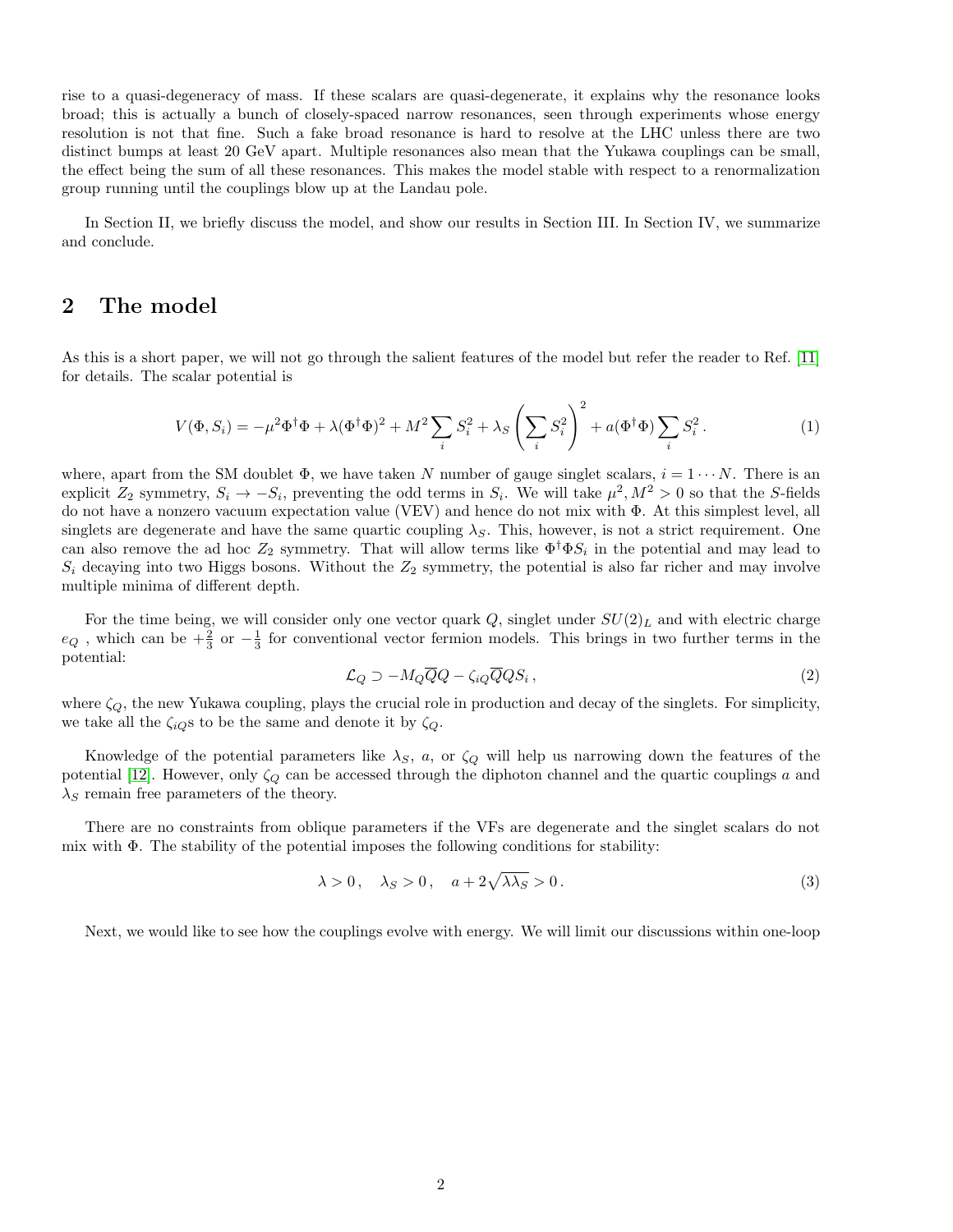rise to a quasi-degeneracy of mass. If these scalars are quasi-degenerate, it explains why the resonance looks broad; this is actually a bunch of closely-spaced narrow resonances, seen through experiments whose energy resolution is not that fine. Such a fake broad resonance is hard to resolve at the LHC unless there are two distinct bumps at least 20 GeV apart. Multiple resonances also mean that the Yukawa couplings can be small, the effect being the sum of all these resonances. This makes the model stable with respect to a renormalization group running until the couplings blow up at the Landau pole.

In Section II, we briefly discuss the model, and show our results in Section III. In Section IV, we summarize and conclude.

## 2 The model

As this is a short paper, we will not go through the salient features of the model but refer the reader to Ref. [11] for details. The scalar potential is

$$V(\Phi, S_i) = -\mu^2 \Phi^\dagger \Phi + \lambda (\Phi^\dagger \Phi)^2 + M^2 \sum_i S_i^2 + \lambda_S \left( \sum_i S_i^2 \right)^2 + a(\Phi^\dagger \Phi) \sum_i S_i^2 \,. \tag{1}$$

where, apart from the SM doublet $\Phi$, we have taken $N$ number of gauge singlet scalars, $i = 1 \cdots N$. There is an explicit $Z_2$ symmetry, $S_i \to -S_i$, preventing the odd terms in $S_i$. We will take $\mu^2, M^2 > 0$ so that the $S$-fields do not have a nonzero vacuum expectation value (VEV) and hence do not mix with $\Phi$. At this simplest level, all singlets are degenerate and have the same quartic coupling $\lambda_S$. This, however, is not a strict requirement. One can also remove the ad hoc $Z_2$ symmetry. That will allow terms like $\Phi^\dagger \Phi S_i$ in the potential and may lead to $S_i$ decaying into two Higgs bosons. Without the $Z_2$ symmetry, the potential is also far richer and may involve multiple minima of different depth.

For the time being, we will consider only one vector quark $Q$, singlet under $SU(2)_L$ and with electric charge $e_Q$ , which can be $+\frac{2}{3}$ or $-\frac{1}{3}$ for conventional vector fermion models. This brings in two further terms in the potential:

$$\mathcal{L}_Q \supset -M_Q \overline{Q} Q - \zeta_{iQ} \overline{Q} Q S_i \,, \tag{2}$$

where $\zeta_Q$, the new Yukawa coupling, plays the crucial role in production and decay of the singlets. For simplicity, we take all the $\zeta_{iQ}$s to be the same and denote it by $\zeta_Q$.

Knowledge of the potential parameters like $\lambda_S$, $a$, or $\zeta_Q$ will help us narrowing down the features of the potential [12]. However, only $\zeta_Q$ can be accessed through the diphoton channel and the quartic couplings $a$ and $\lambda_S$ remain free parameters of the theory.

There are no constraints from oblique parameters if the VFs are degenerate and the singlet scalars do not mix with $\Phi$. The stability of the potential imposes the following conditions for stability:

$$\lambda > 0 \,, \quad \lambda_S > 0 \,, \quad a + 2\sqrt{\lambda \lambda_S} > 0 \,. \tag{3}$$

Next, we would like to see how the couplings evolve with energy. We will limit our discussions within one-loop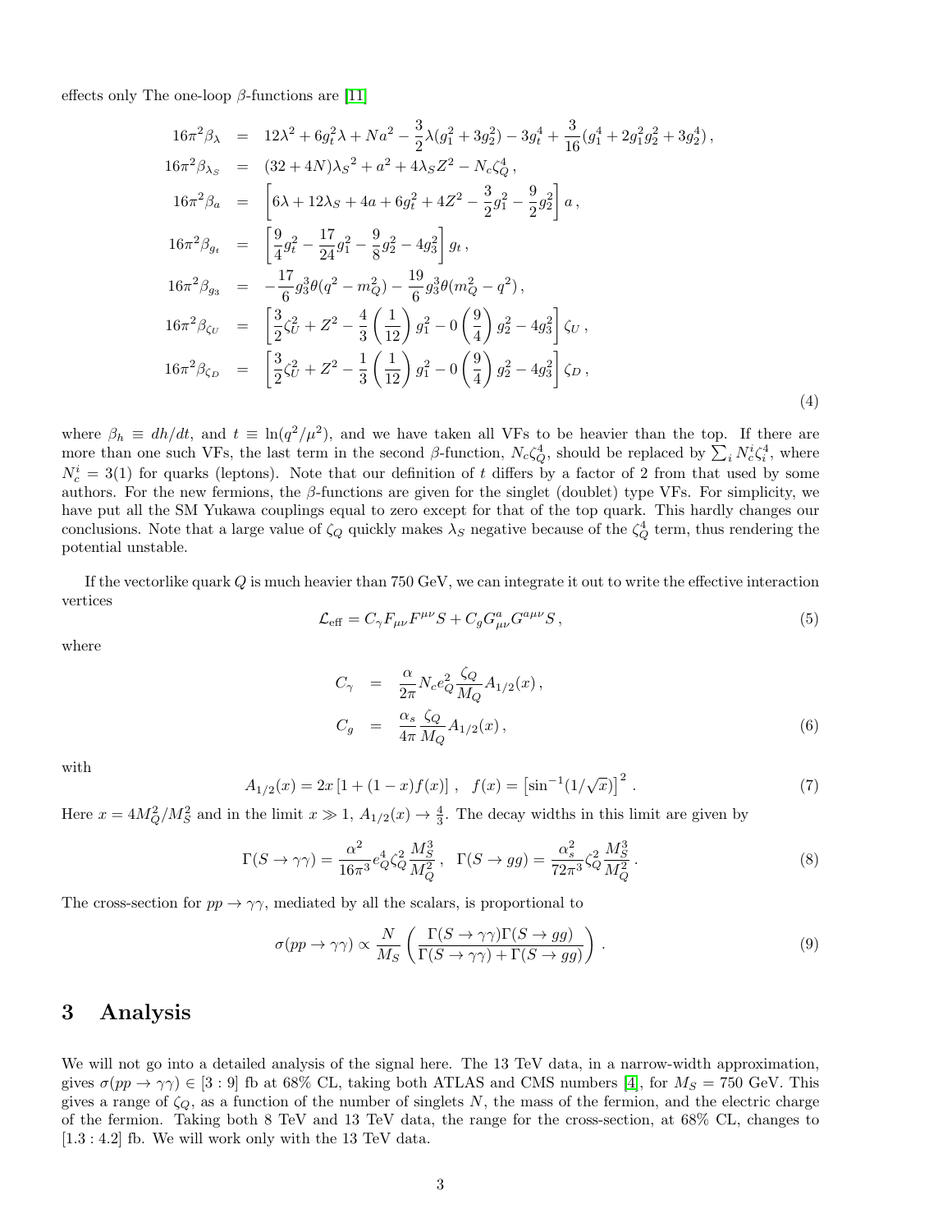effects only The one-loop $\beta$-functions are [11]

$$
\begin{aligned}
16\pi^2\beta_\lambda &= 12\lambda^2 + 6g_t^2\lambda + Na^2 - \frac{3}{2}\lambda(g_1^2+3g_2^2) - 3g_t^4 + \frac{3}{16}(g_1^4+2g_1^2g_2^2+3g_2^4)\,, \\
16\pi^2\beta_{\lambda_S} &= (32+4N){\lambda_S}^2 + a^2 + 4\lambda_S Z^2 - N_c\zeta_Q^4\,, \\
16\pi^2\beta_a &= \left[6\lambda + 12\lambda_S + 4a + 6g_t^2 + 4Z^2 - \frac{3}{2}g_1^2 - \frac{9}{2}g_2^2\right]a\,, \\
16\pi^2\beta_{g_t} &= \left[\frac{9}{4}g_t^2 - \frac{17}{24}g_1^2 - \frac{9}{8}g_2^2 - 4g_3^2\right]g_t\,, \\
16\pi^2\beta_{g_3} &= -\frac{17}{6}g_3^3\theta(q^2-m_Q^2) - \frac{19}{6}g_3^3\theta(m_Q^2-q^2)\,, \\
16\pi^2\beta_{\zeta_U} &= \left[\frac{3}{2}\zeta_U^2 + Z^2 - \frac{4}{3}\left(\frac{1}{12}\right)g_1^2 - 0\left(\frac{9}{4}\right)g_2^2 - 4g_3^2\right]\zeta_U\,, \\
16\pi^2\beta_{\zeta_D} &= \left[\frac{3}{2}\zeta_U^2 + Z^2 - \frac{1}{3}\left(\frac{1}{12}\right)g_1^2 - 0\left(\frac{9}{4}\right)g_2^2 - 4g_3^2\right]\zeta_D\,,
\end{aligned}
\tag{4}
$$

where $\beta_h \equiv dh/dt$, and $t \equiv \ln(q^2/\mu^2)$, and we have taken all VFs to be heavier than the top. If there are more than one such VFs, the last term in the second $\beta$-function, $N_c\zeta_Q^4$, should be replaced by $\sum_i N_c^i\zeta_i^4$, where $N_c^i = 3(1)$ for quarks (leptons). Note that our definition of $t$ differs by a factor of 2 from that used by some authors. For the new fermions, the $\beta$-functions are given for the singlet (doublet) type VFs. For simplicity, we have put all the SM Yukawa couplings equal to zero except for that of the top quark. This hardly changes our conclusions. Note that a large value of $\zeta_Q$ quickly makes $\lambda_S$ negative because of the $\zeta_Q^4$ term, thus rendering the potential unstable.

If the vectorlike quark $Q$ is much heavier than 750 GeV, we can integrate it out to write the effective interaction vertices

$$
\mathcal{L}_{\rm eff} = C_\gamma F_{\mu\nu}F^{\mu\nu}S + C_g G^a_{\mu\nu}G^{a\mu\nu}S\,,
\tag{5}
$$

where

$$
\begin{aligned}
C_\gamma &= \frac{\alpha}{2\pi}N_c e_Q^2\frac{\zeta_Q}{M_Q}A_{1/2}(x)\,, \\
C_g &= \frac{\alpha_s}{4\pi}\frac{\zeta_Q}{M_Q}A_{1/2}(x)\,,
\end{aligned}
\tag{6}
$$

with

$$
A_{1/2}(x) = 2x\left[1+(1-x)f(x)\right]\,,\quad f(x) = \left[\sin^{-1}(1/\sqrt{x})\right]^2\,.
\tag{7}
$$

Here $x = 4M_Q^2/M_S^2$ and in the limit $x \gg 1$, $A_{1/2}(x) \to \frac{4}{3}$. The decay widths in this limit are given by

$$
\Gamma(S\to\gamma\gamma) = \frac{\alpha^2}{16\pi^3}e_Q^4\zeta_Q^2\frac{M_S^3}{M_Q^2}\,,\quad \Gamma(S\to gg) = \frac{\alpha_s^2}{72\pi^3}\zeta_Q^2\frac{M_S^3}{M_Q^2}\,.
\tag{8}
$$

The cross-section for $pp\to\gamma\gamma$, mediated by all the scalars, is proportional to

$$
\sigma(pp\to\gamma\gamma) \propto \frac{N}{M_S}\left(\frac{\Gamma(S\to\gamma\gamma)\Gamma(S\to gg)}{\Gamma(S\to\gamma\gamma)+\Gamma(S\to gg)}\right)\,.
\tag{9}
$$

# 3 Analysis

We will not go into a detailed analysis of the signal here. The 13 TeV data, in a narrow-width approximation, gives $\sigma(pp\to\gamma\gamma) \in [3:9]$ fb at 68% CL, taking both ATLAS and CMS numbers [4], for $M_S = 750$ GeV. This gives a range of $\zeta_Q$, as a function of the number of singlets $N$, the mass of the fermion, and the electric charge of the fermion. Taking both 8 TeV and 13 TeV data, the range for the cross-section, at 68% CL, changes to $[1.3:4.2]$ fb. We will work only with the 13 TeV data.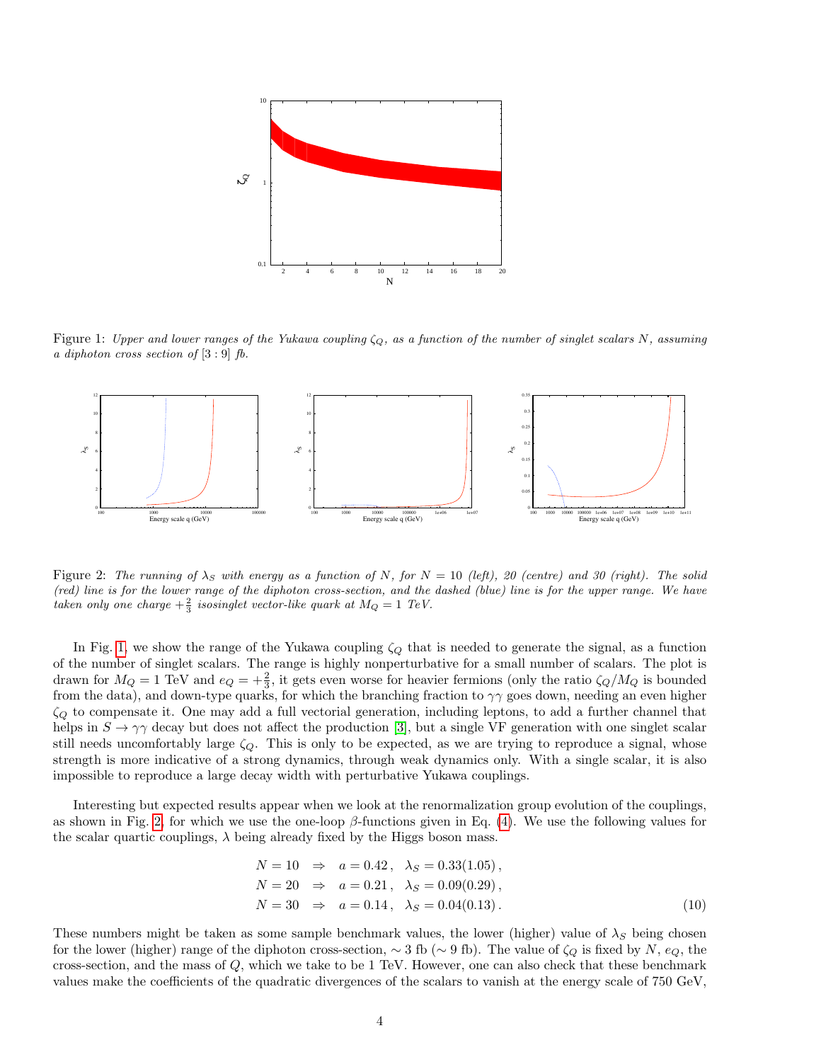Figure 1: *Upper and lower ranges of the Yukawa coupling $\zeta_Q$, as a function of the number of singlet scalars $N$, assuming a diphoton cross section of $[3:9]$ fb.*

Figure 2: *The running of $\lambda_S$ with energy as a function of $N$, for $N = 10$ (left), 20 (centre) and 30 (right). The solid (red) line is for the lower range of the diphoton cross-section, and the dashed (blue) line is for the upper range. We have taken only one charge $+\frac{2}{3}$ isosinglet vector-like quark at $M_Q = 1$ TeV.*

In Fig. 1, we show the range of the Yukawa coupling $\zeta_Q$ that is needed to generate the signal, as a function of the number of singlet scalars. The range is highly nonperturbative for a small number of scalars. The plot is drawn for $M_Q = 1$ TeV and $e_Q = +\frac{2}{3}$, it gets even worse for heavier fermions (only the ratio $\zeta_Q/M_Q$ is bounded from the data), and down-type quarks, for which the branching fraction to $\gamma\gamma$ goes down, needing an even higher $\zeta_Q$ to compensate it. One may add a full vectorial generation, including leptons, to add a further channel that helps in $S \to \gamma\gamma$ decay but does not affect the production [3], but a single VF generation with one singlet scalar still needs uncomfortably large $\zeta_Q$. This is only to be expected, as we are trying to reproduce a signal, whose strength is more indicative of a strong dynamics, through weak dynamics only. With a single scalar, it is also impossible to reproduce a large decay width with perturbative Yukawa couplings.

Interesting but expected results appear when we look at the renormalization group evolution of the couplings, as shown in Fig. 2, for which we use the one-loop $\beta$-functions given in Eq. (4). We use the following values for the scalar quartic couplings, $\lambda$ being already fixed by the Higgs boson mass.

$$
\begin{aligned}
N = 10 \quad &\Rightarrow \quad a = 0.42\,, \quad \lambda_S = 0.33(1.05)\,, \\
N = 20 \quad &\Rightarrow \quad a = 0.21\,, \quad \lambda_S = 0.09(0.29)\,, \\
N = 30 \quad &\Rightarrow \quad a = 0.14\,, \quad \lambda_S = 0.04(0.13)\,.
\end{aligned}
\tag{10}
$$

These numbers might be taken as some sample benchmark values, the lower (higher) value of $\lambda_S$ being chosen for the lower (higher) range of the diphoton cross-section, $\sim 3$ fb ($\sim 9$ fb). The value of $\zeta_Q$ is fixed by $N$, $e_Q$, the cross-section, and the mass of $Q$, which we take to be 1 TeV. However, one can also check that these benchmark values make the coefficients of the quadratic divergences of the scalars to vanish at the energy scale of 750 GeV,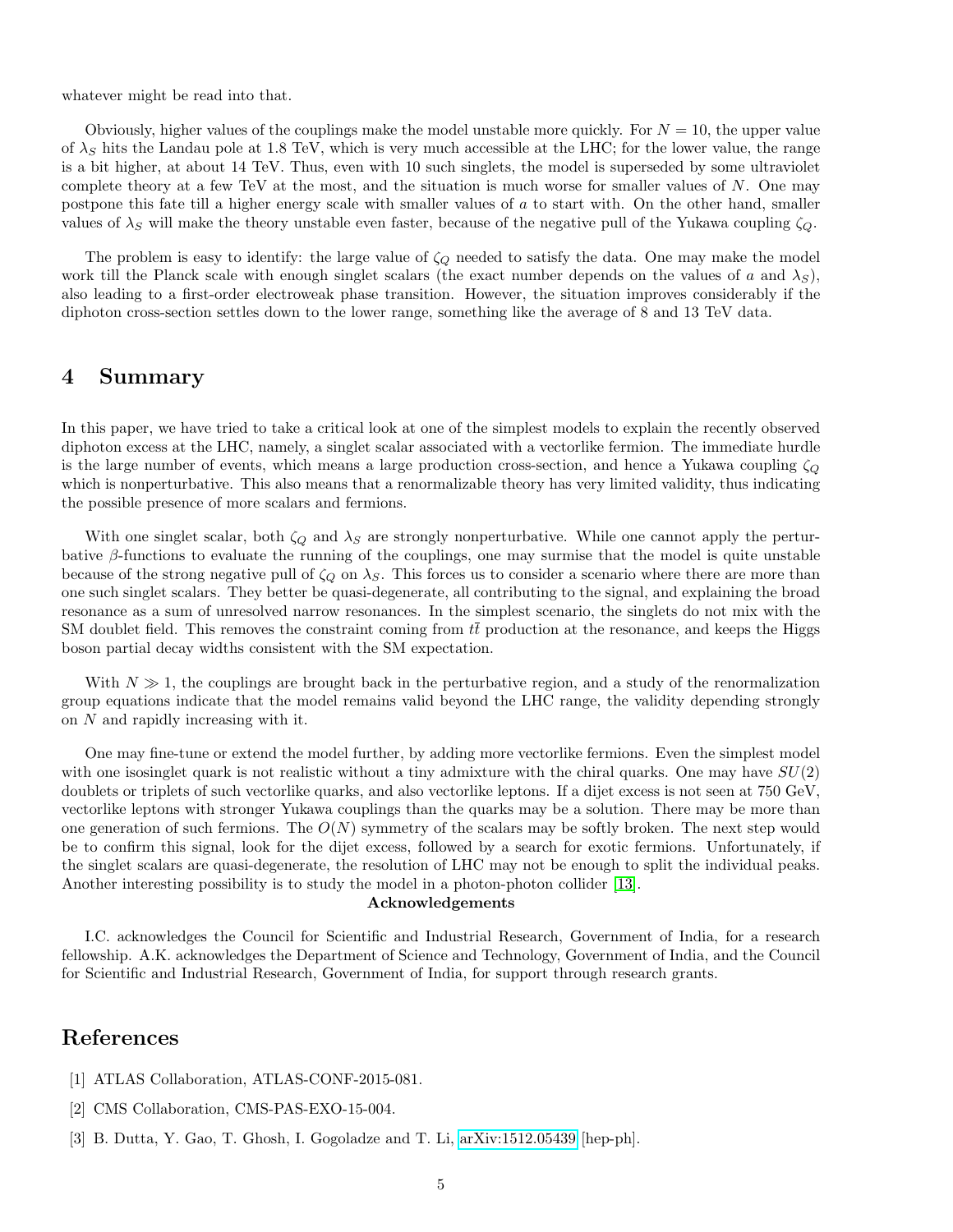whatever might be read into that.

Obviously, higher values of the couplings make the model unstable more quickly. For $N = 10$, the upper value of $\lambda_S$ hits the Landau pole at 1.8 TeV, which is very much accessible at the LHC; for the lower value, the range is a bit higher, at about 14 TeV. Thus, even with 10 such singlets, the model is superseded by some ultraviolet complete theory at a few TeV at the most, and the situation is much worse for smaller values of $N$. One may postpone this fate till a higher energy scale with smaller values of $a$ to start with. On the other hand, smaller values of $\lambda_S$ will make the theory unstable even faster, because of the negative pull of the Yukawa coupling $\zeta_Q$.

The problem is easy to identify: the large value of $\zeta_Q$ needed to satisfy the data. One may make the model work till the Planck scale with enough singlet scalars (the exact number depends on the values of $a$ and $\lambda_S$), also leading to a first-order electroweak phase transition. However, the situation improves considerably if the diphoton cross-section settles down to the lower range, something like the average of 8 and 13 TeV data.

## 4 Summary

In this paper, we have tried to take a critical look at one of the simplest models to explain the recently observed diphoton excess at the LHC, namely, a singlet scalar associated with a vectorlike fermion. The immediate hurdle is the large number of events, which means a large production cross-section, and hence a Yukawa coupling $\zeta_Q$ which is nonperturbative. This also means that a renormalizable theory has very limited validity, thus indicating the possible presence of more scalars and fermions.

With one singlet scalar, both $\zeta_Q$ and $\lambda_S$ are strongly nonperturbative. While one cannot apply the perturbative $\beta$-functions to evaluate the running of the couplings, one may surmise that the model is quite unstable because of the strong negative pull of $\zeta_Q$ on $\lambda_S$. This forces us to consider a scenario where there are more than one such singlet scalars. They better be quasi-degenerate, all contributing to the signal, and explaining the broad resonance as a sum of unresolved narrow resonances. In the simplest scenario, the singlets do not mix with the SM doublet field. This removes the constraint coming from $t\bar{t}$ production at the resonance, and keeps the Higgs boson partial decay widths consistent with the SM expectation.

With $N \gg 1$, the couplings are brought back in the perturbative region, and a study of the renormalization group equations indicate that the model remains valid beyond the LHC range, the validity depending strongly on $N$ and rapidly increasing with it.

One may fine-tune or extend the model further, by adding more vectorlike fermions. Even the simplest model with one isosinglet quark is not realistic without a tiny admixture with the chiral quarks. One may have $SU(2)$ doublets or triplets of such vectorlike quarks, and also vectorlike leptons. If a dijet excess is not seen at 750 GeV, vectorlike leptons with stronger Yukawa couplings than the quarks may be a solution. There may be more than one generation of such fermions. The $O(N)$ symmetry of the scalars may be softly broken. The next step would be to confirm this signal, look for the dijet excess, followed by a search for exotic fermions. Unfortunately, if the singlet scalars are quasi-degenerate, the resolution of LHC may not be enough to split the individual peaks. Another interesting possibility is to study the model in a photon-photon collider [13].

**Acknowledgements**

I.C. acknowledges the Council for Scientific and Industrial Research, Government of India, for a research fellowship. A.K. acknowledges the Department of Science and Technology, Government of India, and the Council for Scientific and Industrial Research, Government of India, for support through research grants.

## References

[1] ATLAS Collaboration, ATLAS-CONF-2015-081.

[2] CMS Collaboration, CMS-PAS-EXO-15-004.

[3] B. Dutta, Y. Gao, T. Ghosh, I. Gogoladze and T. Li, arXiv:1512.05439 [hep-ph].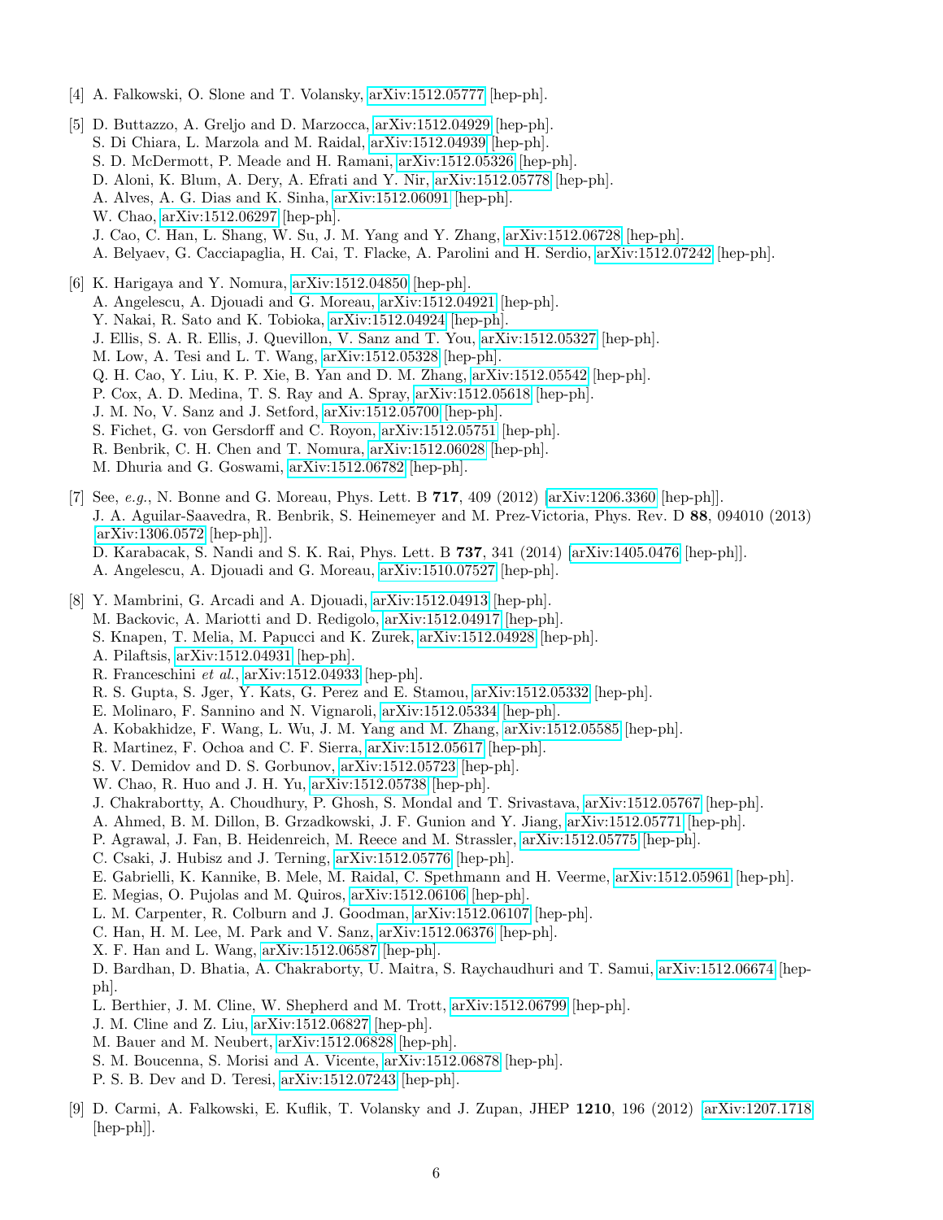[4] A. Falkowski, O. Slone and T. Volansky, arXiv:1512.05777 [hep-ph].

[5] D. Buttazzo, A. Greljo and D. Marzocca, arXiv:1512.04929 [hep-ph].
S. Di Chiara, L. Marzola and M. Raidal, arXiv:1512.04939 [hep-ph].
S. D. McDermott, P. Meade and H. Ramani, arXiv:1512.05326 [hep-ph].
D. Aloni, K. Blum, A. Dery, A. Efrati and Y. Nir, arXiv:1512.05778 [hep-ph].
A. Alves, A. G. Dias and K. Sinha, arXiv:1512.06091 [hep-ph].
W. Chao, arXiv:1512.06297 [hep-ph].
J. Cao, C. Han, L. Shang, W. Su, J. M. Yang and Y. Zhang, arXiv:1512.06728 [hep-ph].
A. Belyaev, G. Cacciapaglia, H. Cai, T. Flacke, A. Parolini and H. Serdio, arXiv:1512.07242 [hep-ph].

[6] K. Harigaya and Y. Nomura, arXiv:1512.04850 [hep-ph].
A. Angelescu, A. Djouadi and G. Moreau, arXiv:1512.04921 [hep-ph].
Y. Nakai, R. Sato and K. Tobioka, arXiv:1512.04924 [hep-ph].
J. Ellis, S. A. R. Ellis, J. Quevillon, V. Sanz and T. You, arXiv:1512.05327 [hep-ph].
M. Low, A. Tesi and L. T. Wang, arXiv:1512.05328 [hep-ph].
Q. H. Cao, Y. Liu, K. P. Xie, B. Yan and D. M. Zhang, arXiv:1512.05542 [hep-ph].
P. Cox, A. D. Medina, T. S. Ray and A. Spray, arXiv:1512.05618 [hep-ph].
J. M. No, V. Sanz and J. Setford, arXiv:1512.05700 [hep-ph].
S. Fichet, G. von Gersdorff and C. Royon, arXiv:1512.05751 [hep-ph].
R. Benbrik, C. H. Chen and T. Nomura, arXiv:1512.06028 [hep-ph].
M. Dhuria and G. Goswami, arXiv:1512.06782 [hep-ph].

[7] See, *e.g.*, N. Bonne and G. Moreau, Phys. Lett. B **717**, 409 (2012) [arXiv:1206.3360 [hep-ph]].
J. A. Aguilar-Saavedra, R. Benbrik, S. Heinemeyer and M. Prez-Victoria, Phys. Rev. D **88**, 094010 (2013) [arXiv:1306.0572 [hep-ph]].
D. Karabacak, S. Nandi and S. K. Rai, Phys. Lett. B **737**, 341 (2014) [arXiv:1405.0476 [hep-ph]].
A. Angelescu, A. Djouadi and G. Moreau, arXiv:1510.07527 [hep-ph].

[8] Y. Mambrini, G. Arcadi and A. Djouadi, arXiv:1512.04913 [hep-ph].
M. Backovic, A. Mariotti and D. Redigolo, arXiv:1512.04917 [hep-ph].
S. Knapen, T. Melia, M. Papucci and K. Zurek, arXiv:1512.04928 [hep-ph].
A. Pilaftsis, arXiv:1512.04931 [hep-ph].
R. Franceschini *et al.*, arXiv:1512.04933 [hep-ph].
R. S. Gupta, S. Jger, Y. Kats, G. Perez and E. Stamou, arXiv:1512.05332 [hep-ph].
E. Molinaro, F. Sannino and N. Vignaroli, arXiv:1512.05334 [hep-ph].
A. Kobakhidze, F. Wang, L. Wu, J. M. Yang and M. Zhang, arXiv:1512.05585 [hep-ph].
R. Martinez, F. Ochoa and C. F. Sierra, arXiv:1512.05617 [hep-ph].
S. V. Demidov and D. S. Gorbunov, arXiv:1512.05723 [hep-ph].
W. Chao, R. Huo and J. H. Yu, arXiv:1512.05738 [hep-ph].
J. Chakrabortty, A. Choudhury, P. Ghosh, S. Mondal and T. Srivastava, arXiv:1512.05767 [hep-ph].
A. Ahmed, B. M. Dillon, B. Grzadkowski, J. F. Gunion and Y. Jiang, arXiv:1512.05771 [hep-ph].
P. Agrawal, J. Fan, B. Heidenreich, M. Reece and M. Strassler, arXiv:1512.05775 [hep-ph].
C. Csaki, J. Hubisz and J. Terning, arXiv:1512.05776 [hep-ph].
E. Gabrielli, K. Kannike, B. Mele, M. Raidal, C. Spethmann and H. Veerme, arXiv:1512.05961 [hep-ph].
E. Megias, O. Pujolas and M. Quiros, arXiv:1512.06106 [hep-ph].
L. M. Carpenter, R. Colburn and J. Goodman, arXiv:1512.06107 [hep-ph].
C. Han, H. M. Lee, M. Park and V. Sanz, arXiv:1512.06376 [hep-ph].
X. F. Han and L. Wang, arXiv:1512.06587 [hep-ph].
D. Bardhan, D. Bhatia, A. Chakraborty, U. Maitra, S. Raychaudhuri and T. Samui, arXiv:1512.06674 [hep-ph].
L. Berthier, J. M. Cline, W. Shepherd and M. Trott, arXiv:1512.06799 [hep-ph].
J. M. Cline and Z. Liu, arXiv:1512.06827 [hep-ph].
M. Bauer and M. Neubert, arXiv:1512.06828 [hep-ph].
S. M. Boucenna, S. Morisi and A. Vicente, arXiv:1512.06878 [hep-ph].
P. S. B. Dev and D. Teresi, arXiv:1512.07243 [hep-ph].

[9] D. Carmi, A. Falkowski, E. Kuflik, T. Volansky and J. Zupan, JHEP **1210**, 196 (2012) [arXiv:1207.1718 [hep-ph]].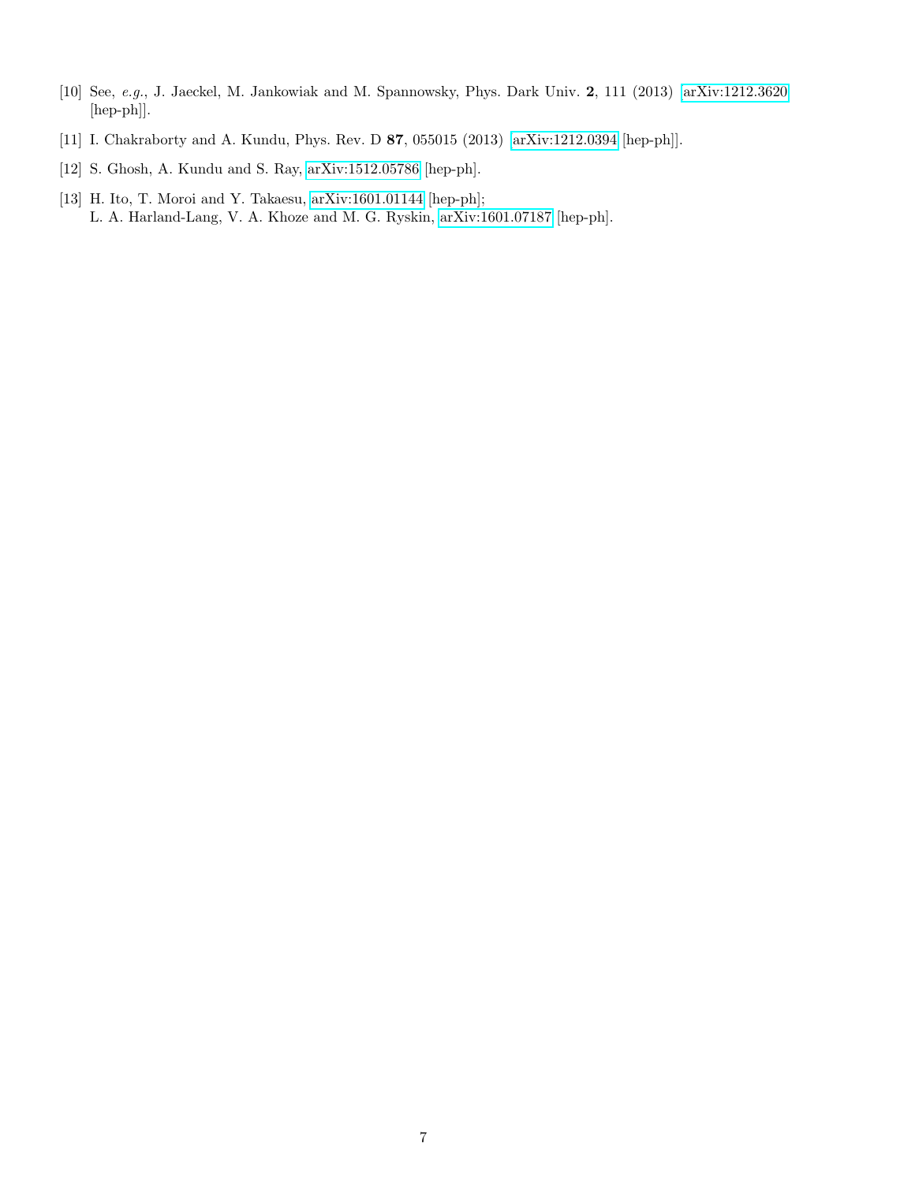[10] See, *e.g.*, J. Jaeckel, M. Jankowiak and M. Spannowsky, Phys. Dark Univ. **2**, 111 (2013) [arXiv:1212.3620 [hep-ph]].

[11] I. Chakraborty and A. Kundu, Phys. Rev. D **87**, 055015 (2013) [arXiv:1212.0394 [hep-ph]].

[12] S. Ghosh, A. Kundu and S. Ray, arXiv:1512.05786 [hep-ph].

[13] H. Ito, T. Moroi and Y. Takaesu, arXiv:1601.01144 [hep-ph];
L. A. Harland-Lang, V. A. Khoze and M. G. Ryskin, arXiv:1601.07187 [hep-ph].